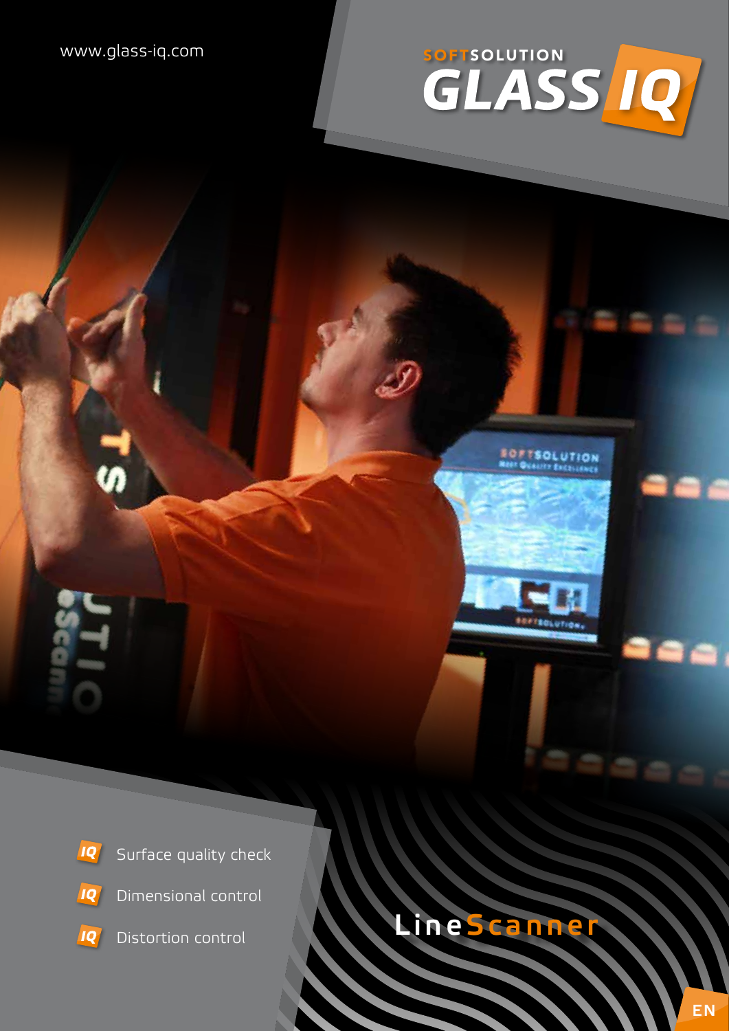www.glass-iq.com

SOFTSOLUTION GLASS IQ

- Surface quality check
- Dimensional control
- Distortion control

# LineScanner

EN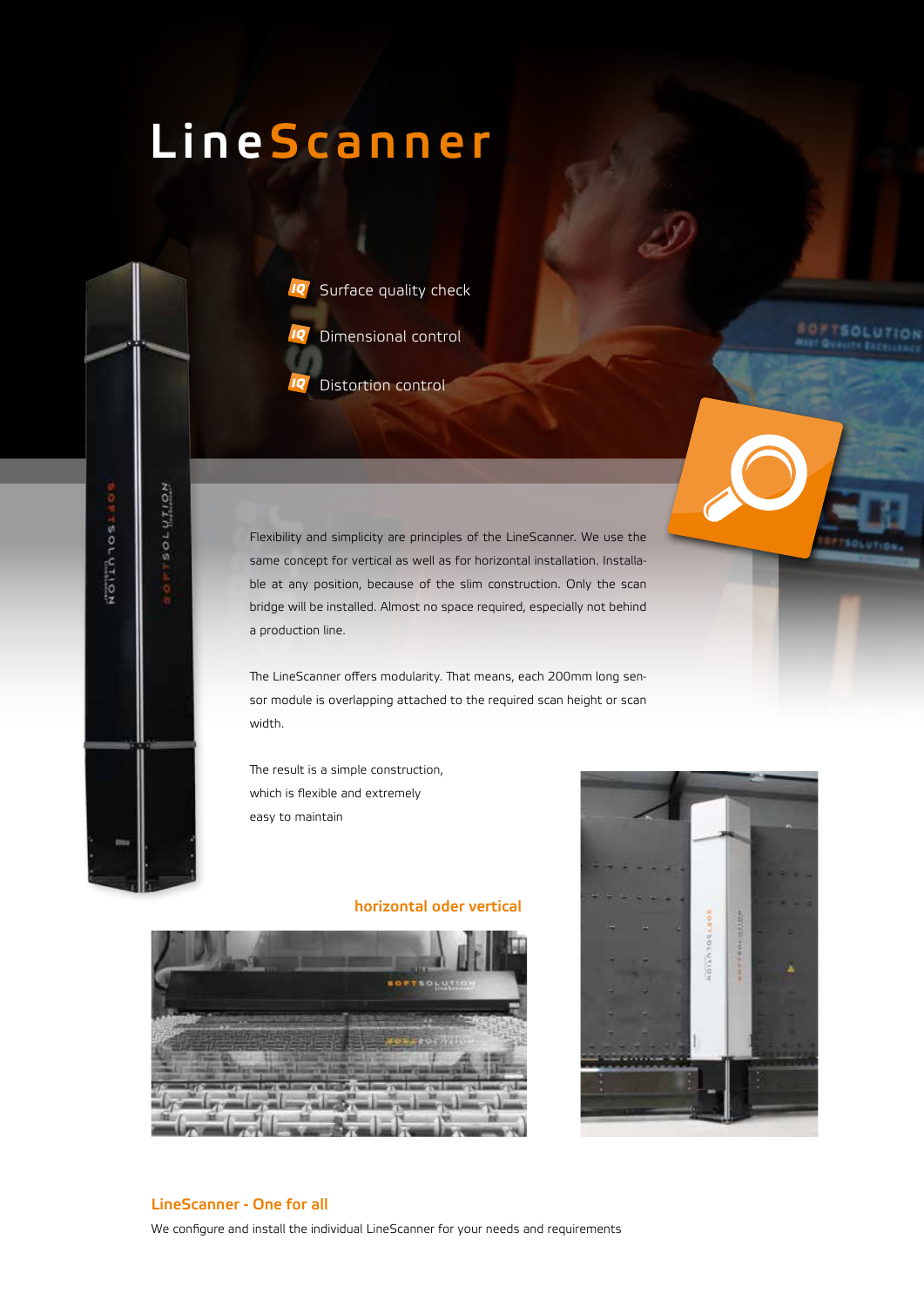# LineScanner

- Surface quality check
- Dimensional control
- Distortion control

Flexibility and simplicity are principles of the LineScanner. We use the same concept for vertical as well as for horizontal installation. Installable at any position, because of the slim construction. Only the scan bridge will be installed. Almost no space required, especially not behind a production line.

The LineScanner offers modularity. That means, each 200mm long sensor module is overlapping attached to the required scan height or scan width.

The result is a simple construction, which is flexible and extremely easy to maintain

**horizontal oder vertical**

## LineScanner - One for all

We configure and install the individual LineScanner for your needs and requirements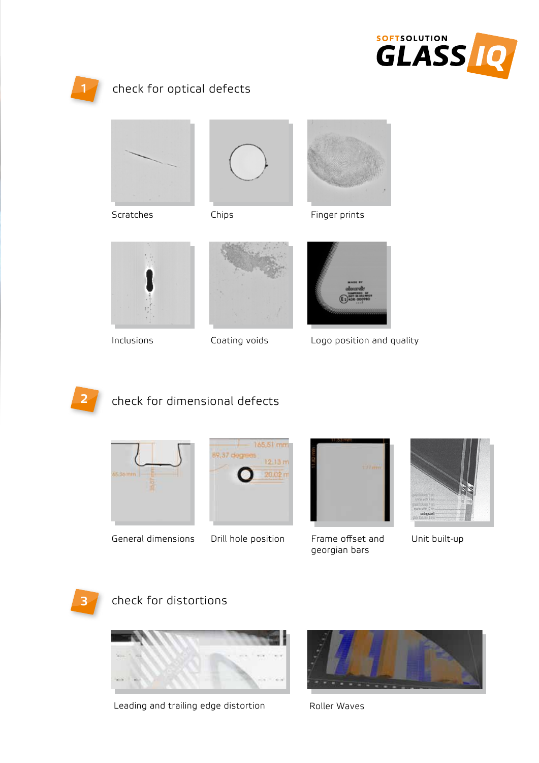SOFTSOLUTION GLASS IQ

## 1 check for optical defects

Scratches

Chips

Finger prints

Inclusions

Coating voids

Logo position and quality

## 2 check for dimensional defects

General dimensions

Drill hole position

Frame offset and georgian bars

Unit built-up

## 3 check for distortions

Leading and trailing edge distortion

Roller Waves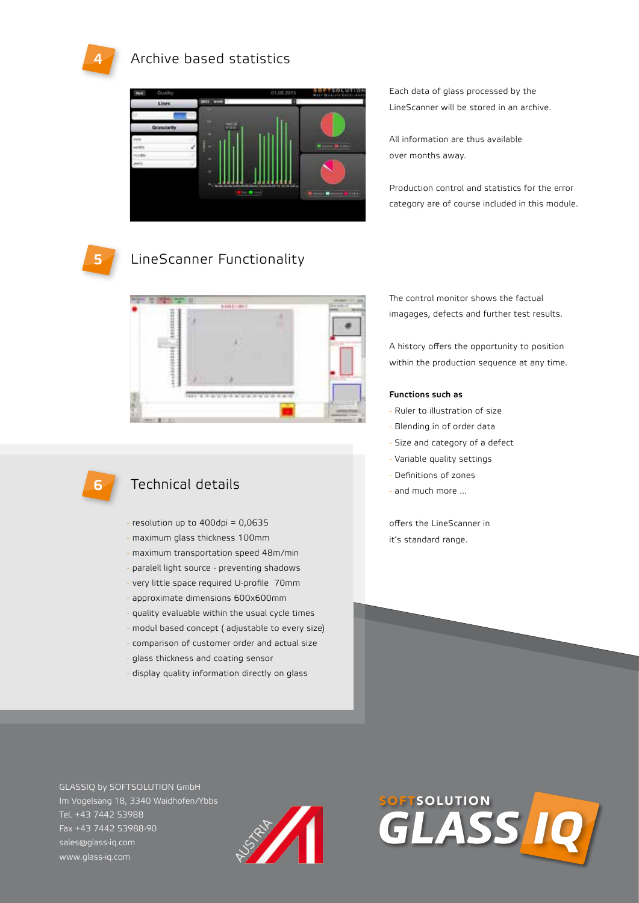## 4 Archive based statistics

Each data of glass processed by the LineScanner will be stored in an archive.

All information are thus available over months away.

Production control and statistics for the error category are of course included in this module.

## 5 LineScanner Functionality

The control monitor shows the factual imagages, defects and further test results.

A history offers the opportunity to position within the production sequence at any time.

**Functions such as**

- Ruler to illustration of size
- Blending in of order data
- Size and category of a defect
- Variable quality settings
- Definitions of zones
- and much more ...

offers the LineScanner in it's standard range.

## 6 Technical details

- resolution up to 400dpi = 0,0635
- maximum glass thickness 100mm
- maximum transportation speed 48m/min
- paralell light source - preventing shadows
- very little space required U-profile 70mm
- approximate dimensions 600x600mm
- quality evaluable within the usual cycle times
- modul based concept ( adjustable to every size)
- comparison of customer order and actual size
- glass thickness and coating sensor
- display quality information directly on glass

GLASSIQ by SOFTSOLUTION GmbH
Im Vogelsang 18, 3340 Waidhofen/Ybbs
Tel. +43 7442 53988
Fax +43 7442 53988-90
sales@glass-iq.com
www.glass-iq.com

AUSTRIA

SOFTSOLUTION GLASS IQ